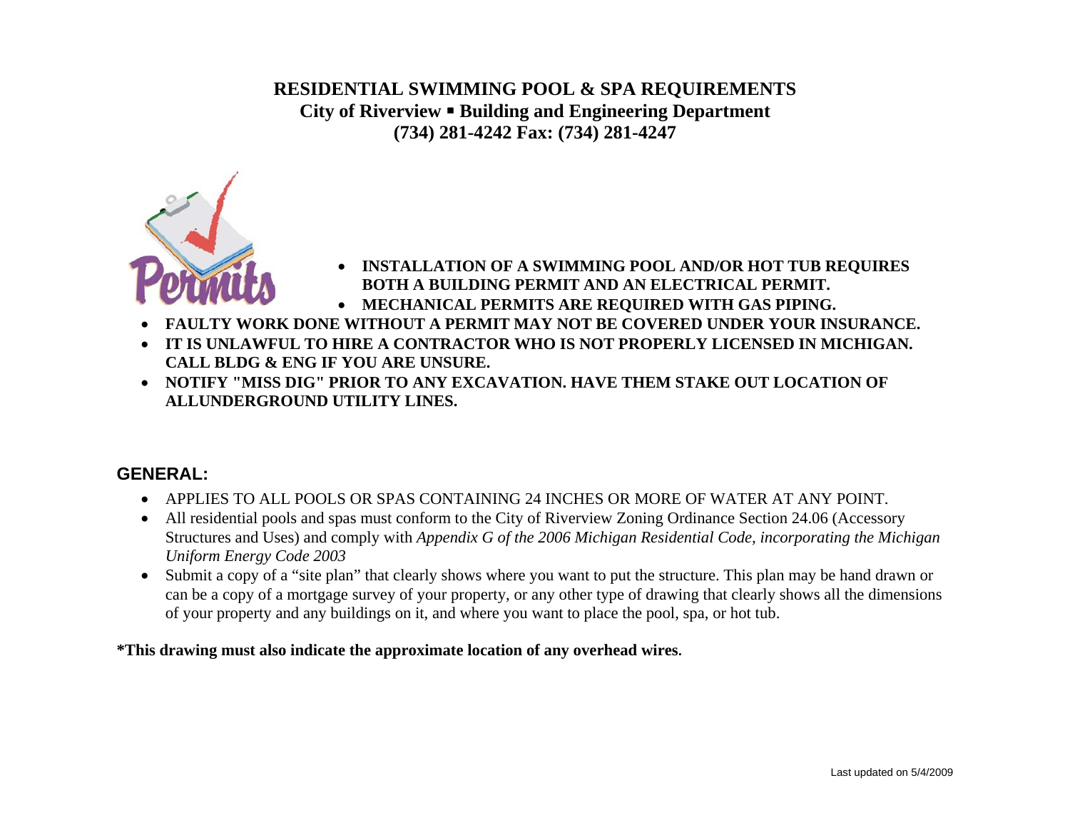# RESIDENTIAL SWIMMING POOL & SPA REQUIREMENTS

**City of Riverview ▪ Building and Engineering Department**
**(734) 281-4242 Fax: (734) 281-4247**

- **INSTALLATION OF A SWIMMING POOL AND/OR HOT TUB REQUIRES BOTH A BUILDING PERMIT AND AN ELECTRICAL PERMIT.**
- **MECHANICAL PERMITS ARE REQUIRED WITH GAS PIPING.**
- **FAULTY WORK DONE WITHOUT A PERMIT MAY NOT BE COVERED UNDER YOUR INSURANCE.**
- **IT IS UNLAWFUL TO HIRE A CONTRACTOR WHO IS NOT PROPERLY LICENSED IN MICHIGAN. CALL BLDG & ENG IF YOU ARE UNSURE.**
- **NOTIFY "MISS DIG" PRIOR TO ANY EXCAVATION. HAVE THEM STAKE OUT LOCATION OF ALLUNDERGROUND UTILITY LINES.**

## GENERAL:

- APPLIES TO ALL POOLS OR SPAS CONTAINING 24 INCHES OR MORE OF WATER AT ANY POINT.
- All residential pools and spas must conform to the City of Riverview Zoning Ordinance Section 24.06 (Accessory Structures and Uses) and comply with *Appendix G of the 2006 Michigan Residential Code, incorporating the Michigan Uniform Energy Code 2003*
- Submit a copy of a “site plan” that clearly shows where you want to put the structure. This plan may be hand drawn or can be a copy of a mortgage survey of your property, or any other type of drawing that clearly shows all the dimensions of your property and any buildings on it, and where you want to place the pool, spa, or hot tub.

**\*This drawing must also indicate the approximate location of any overhead wires.**

Last updated on 5/4/2009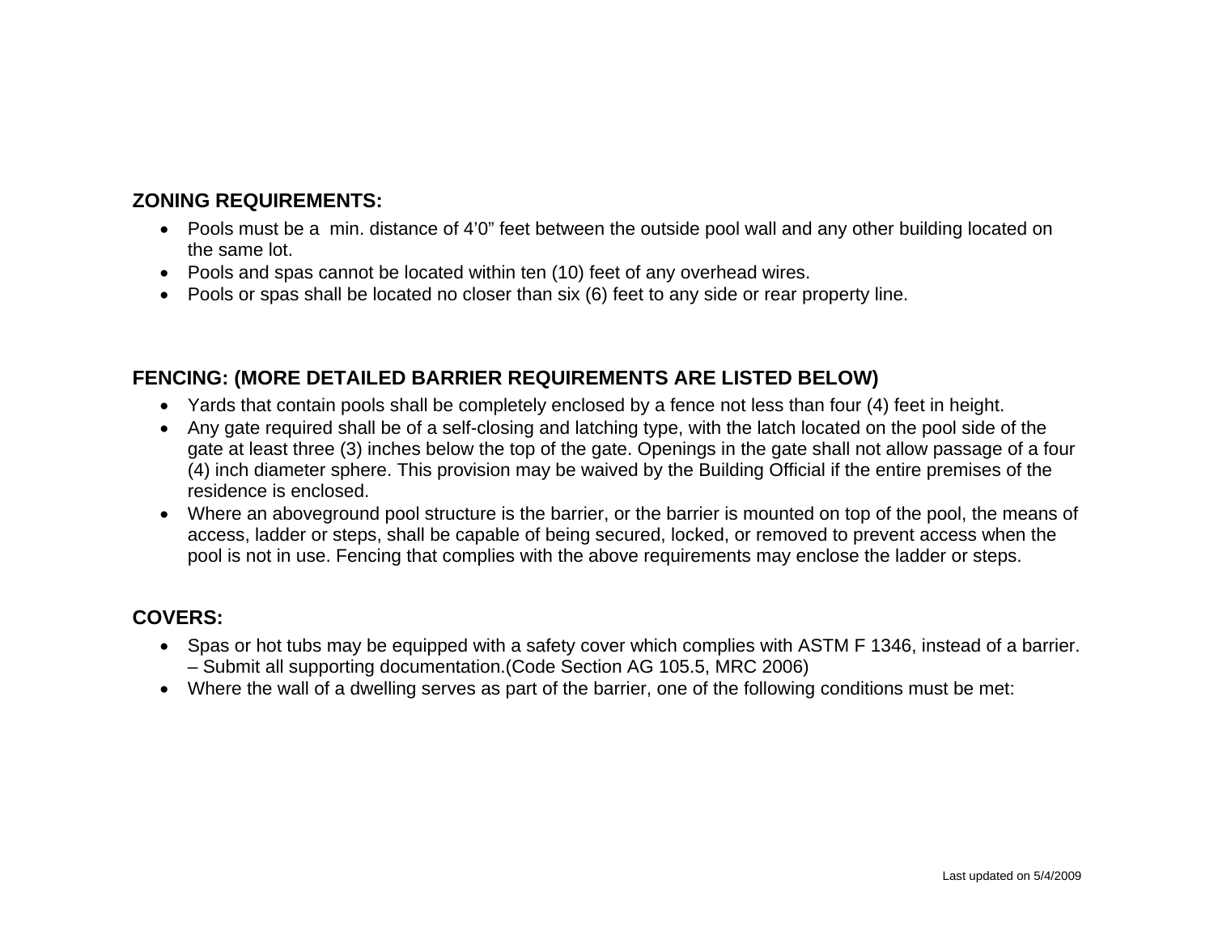**ZONING REQUIREMENTS:**

- Pools must be a  min. distance of 4'0" feet between the outside pool wall and any other building located on the same lot.
- Pools and spas cannot be located within ten (10) feet of any overhead wires.
- Pools or spas shall be located no closer than six (6) feet to any side or rear property line.

**FENCING: (MORE DETAILED BARRIER REQUIREMENTS ARE LISTED BELOW)**

- Yards that contain pools shall be completely enclosed by a fence not less than four (4) feet in height.
- Any gate required shall be of a self-closing and latching type, with the latch located on the pool side of the gate at least three (3) inches below the top of the gate. Openings in the gate shall not allow passage of a four (4) inch diameter sphere. This provision may be waived by the Building Official if the entire premises of the residence is enclosed.
- Where an aboveground pool structure is the barrier, or the barrier is mounted on top of the pool, the means of access, ladder or steps, shall be capable of being secured, locked, or removed to prevent access when the pool is not in use. Fencing that complies with the above requirements may enclose the ladder or steps.

**COVERS:**

- Spas or hot tubs may be equipped with a safety cover which complies with ASTM F 1346, instead of a barrier. – Submit all supporting documentation.(Code Section AG 105.5, MRC 2006)
- Where the wall of a dwelling serves as part of the barrier, one of the following conditions must be met:

Last updated on 5/4/2009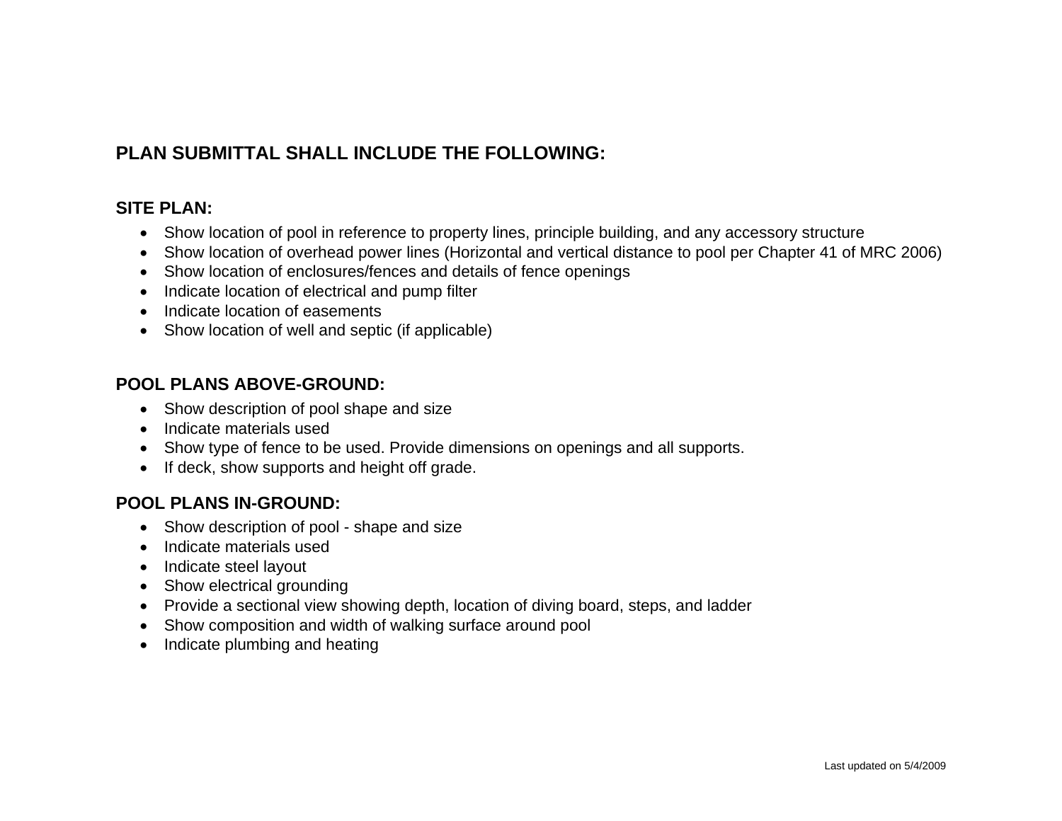## PLAN SUBMITTAL SHALL INCLUDE THE FOLLOWING:

### SITE PLAN:

- Show location of pool in reference to property lines, principle building, and any accessory structure
- Show location of overhead power lines (Horizontal and vertical distance to pool per Chapter 41 of MRC 2006)
- Show location of enclosures/fences and details of fence openings
- Indicate location of electrical and pump filter
- Indicate location of easements
- Show location of well and septic (if applicable)

### POOL PLANS ABOVE-GROUND:

- Show description of pool shape and size
- Indicate materials used
- Show type of fence to be used. Provide dimensions on openings and all supports.
- If deck, show supports and height off grade.

### POOL PLANS IN-GROUND:

- Show description of pool - shape and size
- Indicate materials used
- Indicate steel layout
- Show electrical grounding
- Provide a sectional view showing depth, location of diving board, steps, and ladder
- Show composition and width of walking surface around pool
- Indicate plumbing and heating

Last updated on 5/4/2009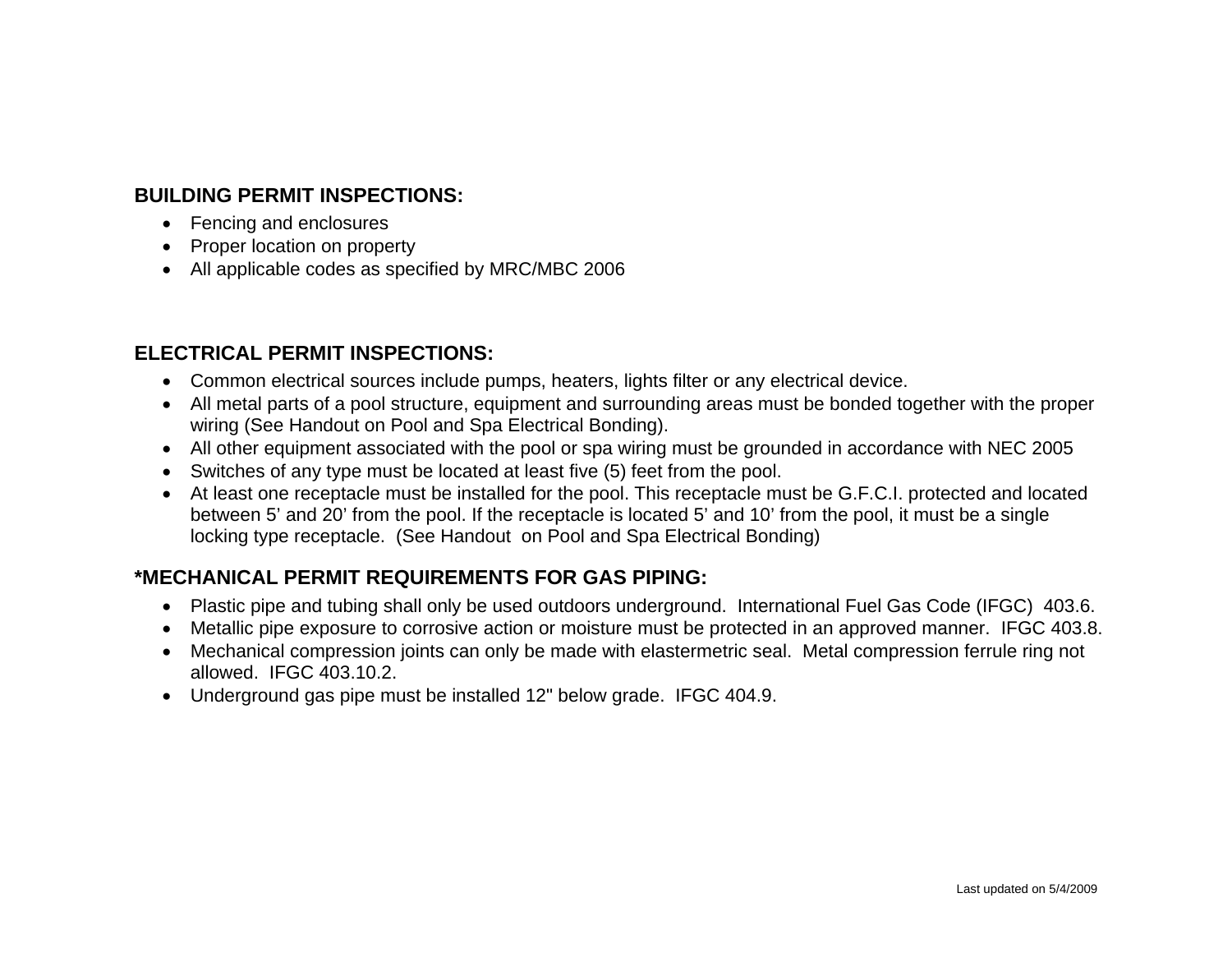**BUILDING PERMIT INSPECTIONS:**

- Fencing and enclosures
- Proper location on property
- All applicable codes as specified by MRC/MBC 2006

**ELECTRICAL PERMIT INSPECTIONS:**

- Common electrical sources include pumps, heaters, lights filter or any electrical device.
- All metal parts of a pool structure, equipment and surrounding areas must be bonded together with the proper wiring (See Handout on Pool and Spa Electrical Bonding).
- All other equipment associated with the pool or spa wiring must be grounded in accordance with NEC 2005
- Switches of any type must be located at least five (5) feet from the pool.
- At least one receptacle must be installed for the pool. This receptacle must be G.F.C.I. protected and located between 5' and 20' from the pool. If the receptacle is located 5' and 10' from the pool, it must be a single locking type receptacle. (See Handout on Pool and Spa Electrical Bonding)

**\*MECHANICAL PERMIT REQUIREMENTS FOR GAS PIPING:**

- Plastic pipe and tubing shall only be used outdoors underground. International Fuel Gas Code (IFGC) 403.6.
- Metallic pipe exposure to corrosive action or moisture must be protected in an approved manner. IFGC 403.8.
- Mechanical compression joints can only be made with elastermetric seal. Metal compression ferrule ring not allowed. IFGC 403.10.2.
- Underground gas pipe must be installed 12" below grade. IFGC 404.9.

Last updated on 5/4/2009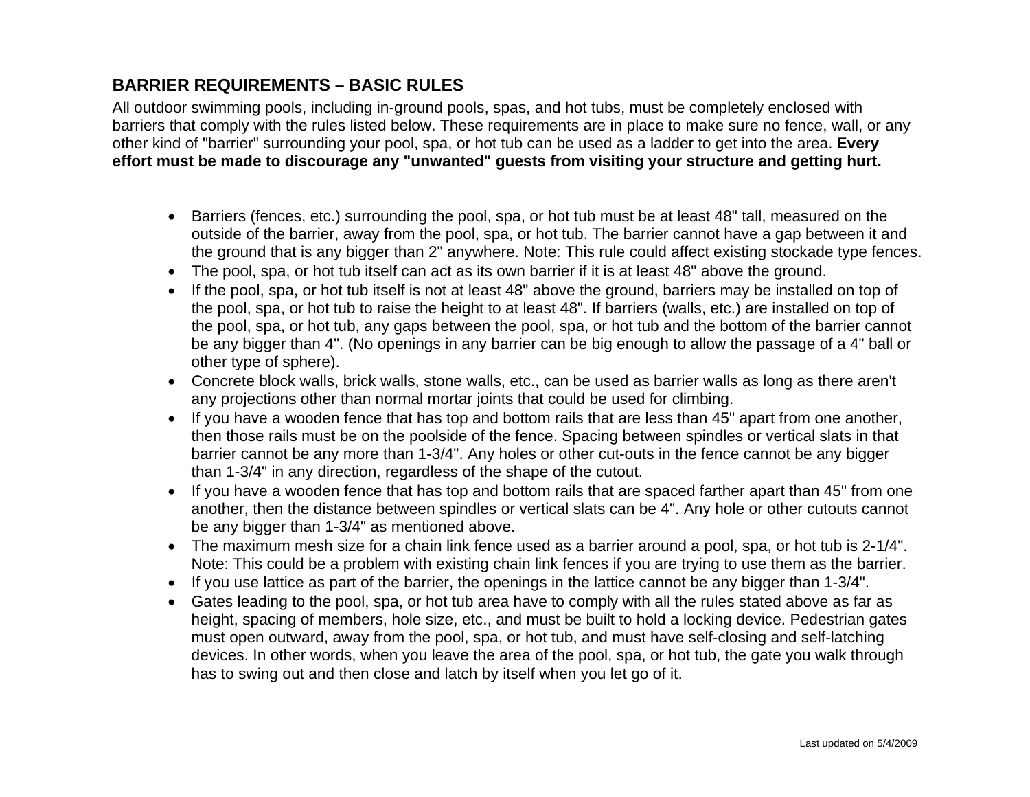## BARRIER REQUIREMENTS – BASIC RULES

All outdoor swimming pools, including in-ground pools, spas, and hot tubs, must be completely enclosed with barriers that comply with the rules listed below. These requirements are in place to make sure no fence, wall, or any other kind of "barrier" surrounding your pool, spa, or hot tub can be used as a ladder to get into the area. **Every effort must be made to discourage any "unwanted" guests from visiting your structure and getting hurt.**

- Barriers (fences, etc.) surrounding the pool, spa, or hot tub must be at least 48" tall, measured on the outside of the barrier, away from the pool, spa, or hot tub. The barrier cannot have a gap between it and the ground that is any bigger than 2" anywhere. Note: This rule could affect existing stockade type fences.
- The pool, spa, or hot tub itself can act as its own barrier if it is at least 48" above the ground.
- If the pool, spa, or hot tub itself is not at least 48" above the ground, barriers may be installed on top of the pool, spa, or hot tub to raise the height to at least 48". If barriers (walls, etc.) are installed on top of the pool, spa, or hot tub, any gaps between the pool, spa, or hot tub and the bottom of the barrier cannot be any bigger than 4". (No openings in any barrier can be big enough to allow the passage of a 4" ball or other type of sphere).
- Concrete block walls, brick walls, stone walls, etc., can be used as barrier walls as long as there aren't any projections other than normal mortar joints that could be used for climbing.
- If you have a wooden fence that has top and bottom rails that are less than 45" apart from one another, then those rails must be on the poolside of the fence. Spacing between spindles or vertical slats in that barrier cannot be any more than 1-3/4". Any holes or other cut-outs in the fence cannot be any bigger than 1-3/4" in any direction, regardless of the shape of the cutout.
- If you have a wooden fence that has top and bottom rails that are spaced farther apart than 45" from one another, then the distance between spindles or vertical slats can be 4". Any hole or other cutouts cannot be any bigger than 1-3/4" as mentioned above.
- The maximum mesh size for a chain link fence used as a barrier around a pool, spa, or hot tub is 2-1/4". Note: This could be a problem with existing chain link fences if you are trying to use them as the barrier.
- If you use lattice as part of the barrier, the openings in the lattice cannot be any bigger than 1-3/4".
- Gates leading to the pool, spa, or hot tub area have to comply with all the rules stated above as far as height, spacing of members, hole size, etc., and must be built to hold a locking device. Pedestrian gates must open outward, away from the pool, spa, or hot tub, and must have self-closing and self-latching devices. In other words, when you leave the area of the pool, spa, or hot tub, the gate you walk through has to swing out and then close and latch by itself when you let go of it.

Last updated on 5/4/2009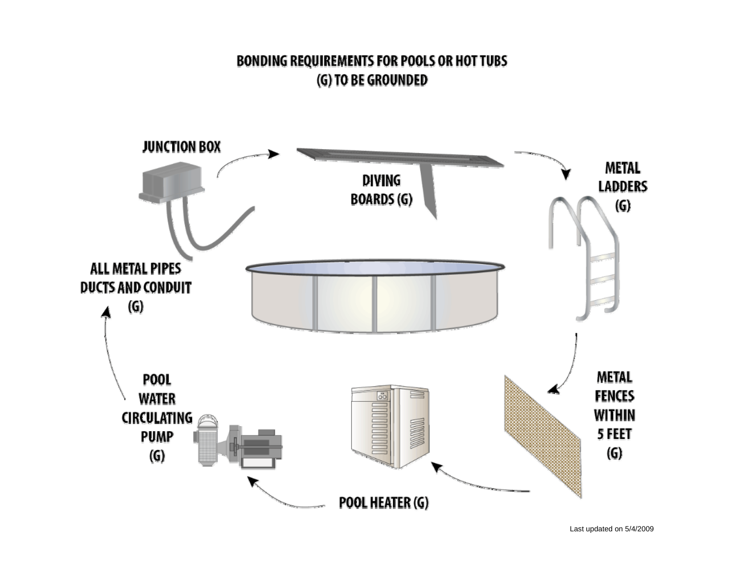# BONDING REQUIREMENTS FOR POOLS OR HOT TUBS

## (G) TO BE GROUNDED

JUNCTION BOX

DIVING BOARDS (G)

METAL LADDERS (G)

METAL FENCES WITHIN 5 FEET (G)

POOL HEATER (G)

POOL WATER CIRCULATING PUMP (G)

ALL METAL PIPES DUCTS AND CONDUIT (G)

Last updated on 5/4/2009